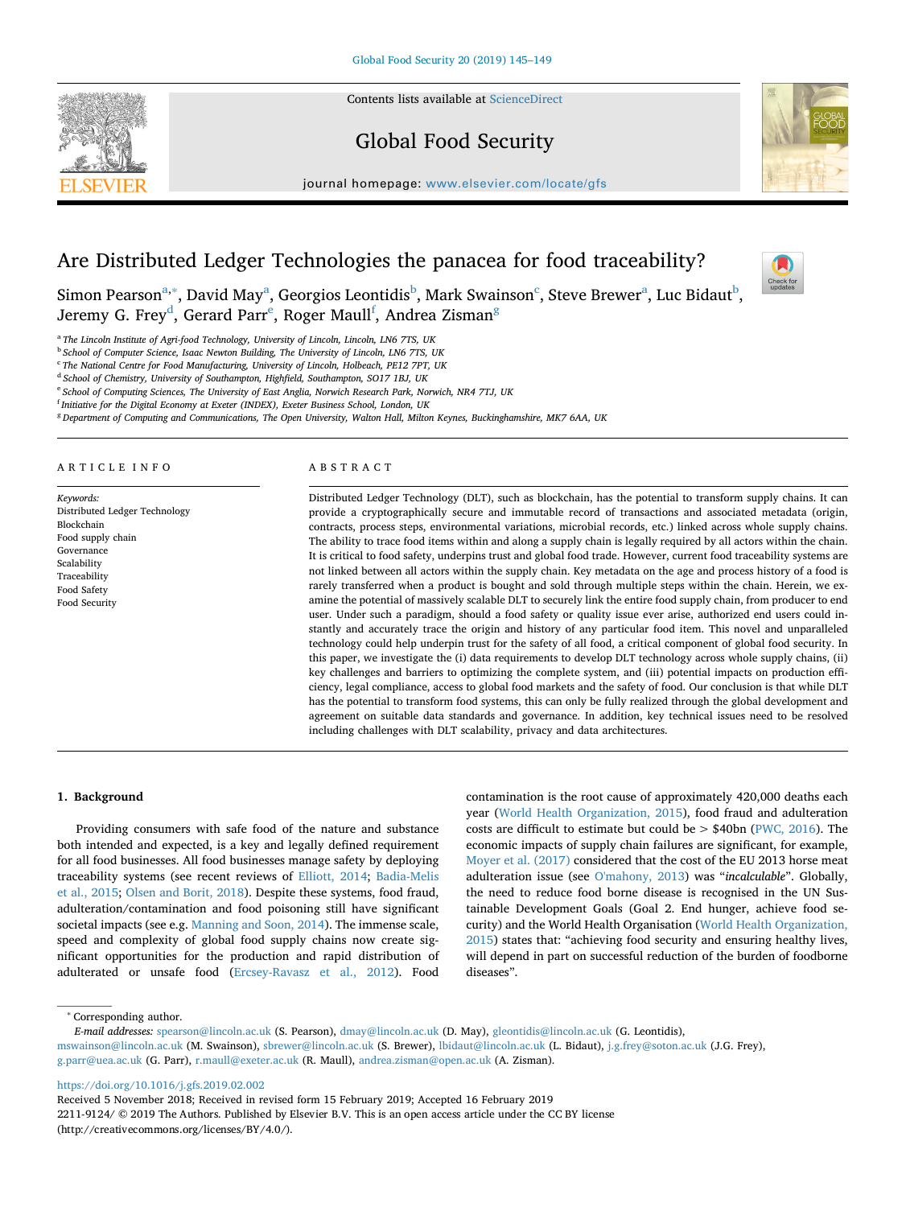Contents lists available at ScienceDirect

# Global Food Security

journal homepage: www.elsevier.com/locate/gfs

# Are Distributed Ledger Technologies the panacea for food traceability?

Simon Pearson[a,*], David May[a], Georgios Leontidis[b], Mark Swainson[c], Steve Brewer[a], Luc Bidaut[b], Jeremy G. Frey[d], Gerard Parr[e], Roger Maull[f], Andrea Zisman[g]

[a] The Lincoln Institute of Agri-food Technology, University of Lincoln, Lincoln, LN6 7TS, UK
[b] School of Computer Science, Isaac Newton Building, The University of Lincoln, LN6 7TS, UK
[c] The National Centre for Food Manufacturing, University of Lincoln, Holbeach, PE12 7PT, UK
[d] School of Chemistry, University of Southampton, Highfield, Southampton, SO17 1BJ, UK
[e] School of Computing Sciences, The University of East Anglia, Norwich Research Park, Norwich, NR4 7TJ, UK
[f] Initiative for the Digital Economy at Exeter (INDEX), Exeter Business School, London, UK
[g] Department of Computing and Communications, The Open University, Walton Hall, Milton Keynes, Buckinghamshire, MK7 6AA, UK

## ARTICLE INFO

*Keywords:*
Distributed Ledger Technology
Blockchain
Food supply chain
Governance
Scalability
Traceability
Food Safety
Food Security

## ABSTRACT

Distributed Ledger Technology (DLT), such as blockchain, has the potential to transform supply chains. It can provide a cryptographically secure and immutable record of transactions and associated metadata (origin, contracts, process steps, environmental variations, microbial records, etc.) linked across whole supply chains. The ability to trace food items within and along a supply chain is legally required by all actors within the chain. It is critical to food safety, underpins trust and global food trade. However, current food traceability systems are not linked between all actors within the supply chain. Key metadata on the age and process history of a food is rarely transferred when a product is bought and sold through multiple steps within the chain. Herein, we examine the potential of massively scalable DLT to securely link the entire food supply chain, from producer to end user. Under such a paradigm, should a food safety or quality issue ever arise, authorized end users could instantly and accurately trace the origin and history of any particular food item. This novel and unparalleled technology could help underpin trust for the safety of all food, a critical component of global food security. In this paper, we investigate the (i) data requirements to develop DLT technology across whole supply chains, (ii) key challenges and barriers to optimizing the complete system, and (iii) potential impacts on production efficiency, legal compliance, access to global food markets and the safety of food. Our conclusion is that while DLT has the potential to transform food systems, this can only be fully realized through the global development and agreement on suitable data standards and governance. In addition, key technical issues need to be resolved including challenges with DLT scalability, privacy and data architectures.

## 1. Background

Providing consumers with safe food of the nature and substance both intended and expected, is a key and legally defined requirement for all food businesses. All food businesses manage safety by deploying traceability systems (see recent reviews of Elliott, 2014; Badia-Melis et al., 2015; Olsen and Borit, 2018). Despite these systems, food fraud, adulteration/contamination and food poisoning still have significant societal impacts (see e.g. Manning and Soon, 2014). The immense scale, speed and complexity of global food supply chains now create significant opportunities for the production and rapid distribution of adulterated or unsafe food (Ercsey-Ravasz et al., 2012). Food contamination is the root cause of approximately 420,000 deaths each year (World Health Organization, 2015), food fraud and adulteration costs are difficult to estimate but could be > $40bn (PWC, 2016). The economic impacts of supply chain failures are significant, for example, Moyer et al. (2017) considered that the cost of the EU 2013 horse meat adulteration issue (see O'mahony, 2013) was "*incalculable*". Globally, the need to reduce food borne disease is recognised in the UN Sustainable Development Goals (Goal 2. End hunger, achieve food security) and the World Health Organisation (World Health Organization, 2015) states that: "achieving food security and ensuring healthy lives, will depend in part on successful reduction of the burden of foodborne diseases".

* Corresponding author.
*E-mail addresses:* spearson@lincoln.ac.uk (S. Pearson), dmay@lincoln.ac.uk (D. May), gleontidis@lincoln.ac.uk (G. Leontidis), mswainson@lincoln.ac.uk (M. Swainson), sbrewer@lincoln.ac.uk (S. Brewer), lbidaut@lincoln.ac.uk (L. Bidaut), j.g.frey@soton.ac.uk (J.G. Frey), g.parr@uea.ac.uk (G. Parr), r.maull@exeter.ac.uk (R. Maull), andrea.zisman@open.ac.uk (A. Zisman).

https://doi.org/10.1016/j.gfs.2019.02.002
Received 5 November 2018; Received in revised form 15 February 2019; Accepted 16 February 2019
2211-9124/ © 2019 The Authors. Published by Elsevier B.V. This is an open access article under the CC BY license (http://creativecommons.org/licenses/BY/4.0/).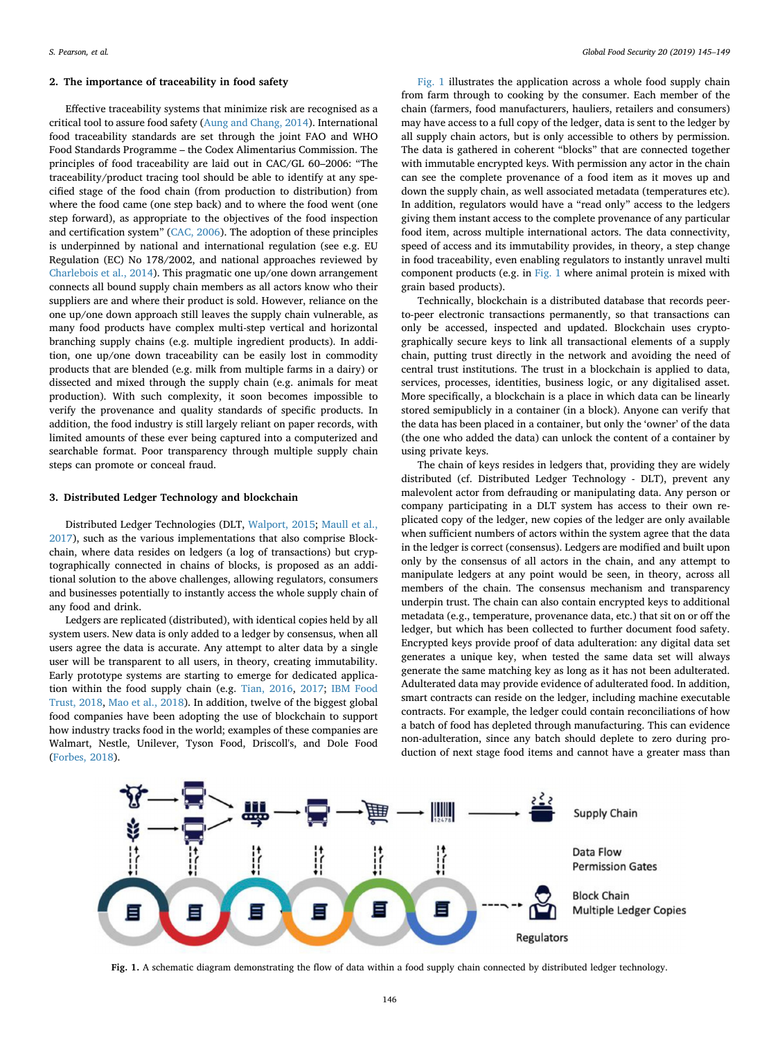## 2. The importance of traceability in food safety

Effective traceability systems that minimize risk are recognised as a critical tool to assure food safety (Aung and Chang, 2014). International food traceability standards are set through the joint FAO and WHO Food Standards Programme – the Codex Alimentarius Commission. The principles of food traceability are laid out in CAC/GL 60–2006: "The traceability/product tracing tool should be able to identify at any specified stage of the food chain (from production to distribution) from where the food came (one step back) and to where the food went (one step forward), as appropriate to the objectives of the food inspection and certification system" (CAC, 2006). The adoption of these principles is underpinned by national and international regulation (see e.g. EU Regulation (EC) No 178/2002, and national approaches reviewed by Charlebois et al., 2014). This pragmatic one up/one down arrangement connects all bound supply chain members as all actors know who their suppliers are and where their product is sold. However, reliance on the one up/one down approach still leaves the supply chain vulnerable, as many food products have complex multi-step vertical and horizontal branching supply chains (e.g. multiple ingredient products). In addition, one up/one down traceability can be easily lost in commodity products that are blended (e.g. milk from multiple farms in a dairy) or dissected and mixed through the supply chain (e.g. animals for meat production). With such complexity, it soon becomes impossible to verify the provenance and quality standards of specific products. In addition, the food industry is still largely reliant on paper records, with limited amounts of these ever being captured into a computerized and searchable format. Poor transparency through multiple supply chain steps can promote or conceal fraud.

## 3. Distributed Ledger Technology and blockchain

Distributed Ledger Technologies (DLT, Walport, 2015; Maull et al., 2017), such as the various implementations that also comprise Blockchain, where data resides on ledgers (a log of transactions) but cryptographically connected in chains of blocks, is proposed as an additional solution to the above challenges, allowing regulators, consumers and businesses potentially to instantly access the whole supply chain of any food and drink.

Ledgers are replicated (distributed), with identical copies held by all system users. New data is only added to a ledger by consensus, when all users agree the data is accurate. Any attempt to alter data by a single user will be transparent to all users, in theory, creating immutability. Early prototype systems are starting to emerge for dedicated application within the food supply chain (e.g. Tian, 2016, 2017; IBM Food Trust, 2018, Mao et al., 2018). In addition, twelve of the biggest global food companies have been adopting the use of blockchain to support how industry tracks food in the world; examples of these companies are Walmart, Nestle, Unilever, Tyson Food, Driscoll's, and Dole Food (Forbes, 2018).

Fig. 1 illustrates the application across a whole food supply chain from farm through to cooking by the consumer. Each member of the chain (farmers, food manufacturers, hauliers, retailers and consumers) may have access to a full copy of the ledger, data is sent to the ledger by all supply chain actors, but is only accessible to others by permission. The data is gathered in coherent "blocks" that are connected together with immutable encrypted keys. With permission any actor in the chain can see the complete provenance of a food item as it moves up and down the supply chain, as well associated metadata (temperatures etc). In addition, regulators would have a "read only" access to the ledgers giving them instant access to the complete provenance of any particular food item, across multiple international actors. The data connectivity, speed of access and its immutability provides, in theory, a step change in food traceability, even enabling regulators to instantly unravel multi component products (e.g. in Fig. 1 where animal protein is mixed with grain based products).

Technically, blockchain is a distributed database that records peer-to-peer electronic transactions permanently, so that transactions can only be accessed, inspected and updated. Blockchain uses cryptographically secure keys to link all transactional elements of a supply chain, putting trust directly in the network and avoiding the need of central trust institutions. The trust in a blockchain is applied to data, services, processes, identities, business logic, or any digitalised asset. More specifically, a blockchain is a place in which data can be linearly stored semipublicly in a container (in a block). Anyone can verify that the data has been placed in a container, but only the 'owner' of the data (the one who added the data) can unlock the content of a container by using private keys.

The chain of keys resides in ledgers that, providing they are widely distributed (cf. Distributed Ledger Technology - DLT), prevent any malevolent actor from defrauding or manipulating data. Any person or company participating in a DLT system has access to their own replicated copy of the ledger, new copies of the ledger are only available when sufficient numbers of actors within the system agree that the data in the ledger is correct (consensus). Ledgers are modified and built upon only by the consensus of all actors in the chain, and any attempt to manipulate ledgers at any point would be seen, in theory, across all members of the chain. The consensus mechanism and transparency underpin trust. The chain can also contain encrypted keys to additional metadata (e.g., temperature, provenance data, etc.) that sit on or off the ledger, but which has been collected to further document food safety. Encrypted keys provide proof of data adulteration: any digital data set generates a unique key, when tested the same data set will always generate the same matching key as long as it has not been adulterated. Adulterated data may provide evidence of adulterated food. In addition, smart contracts can reside on the ledger, including machine executable contracts. For example, the ledger could contain reconciliations of how a batch of food has depleted through manufacturing. This can evidence non-adulteration, since any batch should deplete to zero during production of next stage food items and cannot have a greater mass than

Supply Chain
Data Flow
Permission Gates
Block Chain
Multiple Ledger Copies
Regulators

**Fig. 1.** A schematic diagram demonstrating the flow of data within a food supply chain connected by distributed ledger technology.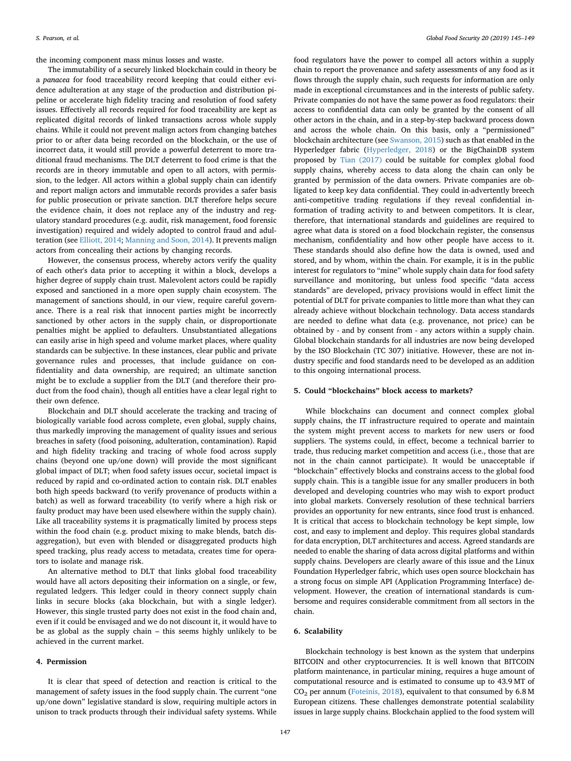the incoming component mass minus losses and waste.

The immutability of a securely linked blockchain could in theory be a *panacea* for food traceability record keeping that could either evidence adulteration at any stage of the production and distribution pipeline or accelerate high fidelity tracing and resolution of food safety issues. Effectively all records required for food traceability are kept as replicated digital records of linked transactions across whole supply chains. While it could not prevent malign actors from changing batches prior to or after data being recorded on the blockchain, or the use of incorrect data, it would still provide a powerful deterrent to more traditional fraud mechanisms. The DLT deterrent to food crime is that the records are in theory immutable and open to all actors, with permission, to the ledger. All actors within a global supply chain can identify and report malign actors and immutable records provides a safer basis for public prosecution or private sanction. DLT therefore helps secure the evidence chain, it does not replace any of the industry and regulatory standard procedures (e.g. audit, risk management, food forensic investigation) required and widely adopted to control fraud and adulteration (see Elliott, 2014; Manning and Soon, 2014). It prevents malign actors from concealing their actions by changing records.

However, the consensus process, whereby actors verify the quality of each other's data prior to accepting it within a block, develops a higher degree of supply chain trust. Malevolent actors could be rapidly exposed and sanctioned in a more open supply chain ecosystem. The management of sanctions should, in our view, require careful governance. There is a real risk that innocent parties might be incorrectly sanctioned by other actors in the supply chain, or disproportionate penalties might be applied to defaulters. Unsubstantiated allegations can easily arise in high speed and volume market places, where quality standards can be subjective. In these instances, clear public and private governance rules and processes, that include guidance on confidentiality and data ownership, are required; an ultimate sanction might be to exclude a supplier from the DLT (and therefore their product from the food chain), though all entities have a clear legal right to their own defence.

Blockchain and DLT should accelerate the tracking and tracing of biologically variable food across complete, even global, supply chains, thus markedly improving the management of quality issues and serious breaches in safety (food poisoning, adulteration, contamination). Rapid and high fidelity tracking and tracing of whole food across supply chains (beyond one up/one down) will provide the most significant global impact of DLT; when food safety issues occur, societal impact is reduced by rapid and co-ordinated action to contain risk. DLT enables both high speeds backward (to verify provenance of products within a batch) as well as forward traceability (to verify where a high risk or faulty product may have been used elsewhere within the supply chain). Like all traceability systems it is pragmatically limited by process steps within the food chain (e.g. product mixing to make blends, batch disaggregation), but even with blended or disaggregated products high speed tracking, plus ready access to metadata, creates time for operators to isolate and manage risk.

An alternative method to DLT that links global food traceability would have all actors depositing their information on a single, or few, regulated ledgers. This ledger could in theory connect supply chain links in secure blocks (aka blockchain, but with a single ledger). However, this single trusted party does not exist in the food chain and, even if it could be envisaged and we do not discount it, it would have to be as global as the supply chain – this seems highly unlikely to be achieved in the current market.

## 4. Permission

It is clear that speed of detection and reaction is critical to the management of safety issues in the food supply chain. The current "one up/one down" legislative standard is slow, requiring multiple actors in unison to track products through their individual safety systems. While food regulators have the power to compel all actors within a supply chain to report the provenance and safety assessments of any food as it flows through the supply chain, such requests for information are only made in exceptional circumstances and in the interests of public safety. Private companies do not have the same power as food regulators: their access to confidential data can only be granted by the consent of all other actors in the chain, and in a step-by-step backward process down and across the whole chain. On this basis, only a "permissioned" blockchain architecture (see Swanson, 2015) such as that enabled in the Hyperledger fabric (Hyperledger, 2018) or the BigChainDB system proposed by Tian (2017) could be suitable for complex global food supply chains, whereby access to data along the chain can only be granted by permission of the data owners. Private companies are obligated to keep key data confidential. They could in-advertently breech anti-competitive trading regulations if they reveal confidential information of trading activity to and between competitors. It is clear, therefore, that international standards and guidelines are required to agree what data is stored on a food blockchain register, the consensus mechanism, confidentiality and how other people have access to it. These standards should also define how the data is owned, used and stored, and by whom, within the chain. For example, it is in the public interest for regulators to "mine" whole supply chain data for food safety surveillance and monitoring, but unless food specific "data access standards" are developed, privacy provisions would in effect limit the potential of DLT for private companies to little more than what they can already achieve without blockchain technology. Data access standards are needed to define what data (e.g. provenance, not price) can be obtained by - and by consent from - any actors within a supply chain. Global blockchain standards for all industries are now being developed by the ISO Blockchain (TC 307) initiative. However, these are not industry specific and food standards need to be developed as an addition to this ongoing international process.

## 5. Could "blockchains" block access to markets?

While blockchains can document and connect complex global supply chains, the IT infrastructure required to operate and maintain the system might prevent access to markets for new users or food suppliers. The systems could, in effect, become a technical barrier to trade, thus reducing market competition and access (i.e., those that are not in the chain cannot participate). It would be unacceptable if "blockchain" effectively blocks and constrains access to the global food supply chain. This is a tangible issue for any smaller producers in both developed and developing countries who may wish to export product into global markets. Conversely resolution of these technical barriers provides an opportunity for new entrants, since food trust is enhanced. It is critical that access to blockchain technology be kept simple, low cost, and easy to implement and deploy. This requires global standards for data encryption, DLT architectures and access. Agreed standards are needed to enable the sharing of data across digital platforms and within supply chains. Developers are clearly aware of this issue and the Linux Foundation Hyperledger fabric, which uses open source blockchain has a strong focus on simple API (Application Programming Interface) development. However, the creation of international standards is cumbersome and requires considerable commitment from all sectors in the chain.

## 6. Scalability

Blockchain technology is best known as the system that underpins BITCOIN and other cryptocurrencies. It is well known that BITCOIN platform maintenance, in particular mining, requires a huge amount of computational resource and is estimated to consume up to 43.9 MT of $CO_2$ per annum (Foteinis, 2018), equivalent to that consumed by 6.8 M European citizens. These challenges demonstrate potential scalability issues in large supply chains. Blockchain applied to the food system will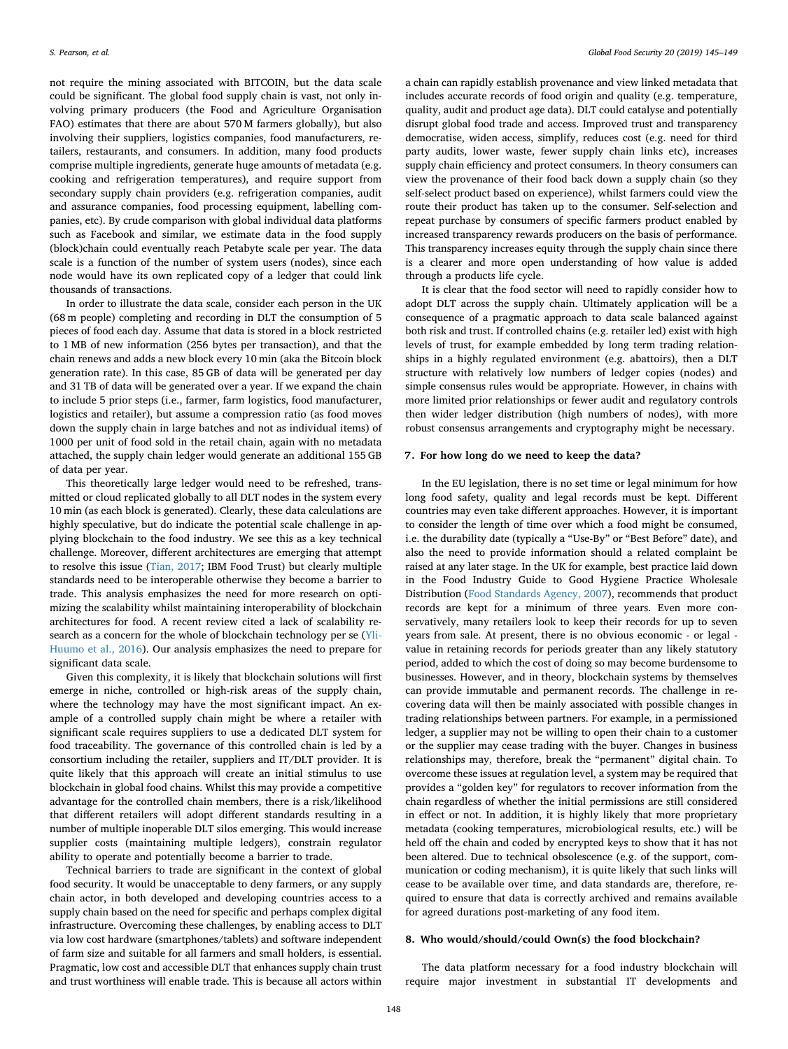not require the mining associated with BITCOIN, but the data scale could be significant. The global food supply chain is vast, not only involving primary producers (the Food and Agriculture Organisation FAO) estimates that there are about 570 M farmers globally), but also involving their suppliers, logistics companies, food manufacturers, retailers, restaurants, and consumers. In addition, many food products comprise multiple ingredients, generate huge amounts of metadata (e.g. cooking and refrigeration temperatures), and require support from secondary supply chain providers (e.g. refrigeration companies, audit and assurance companies, food processing equipment, labelling companies, etc). By crude comparison with global individual data platforms such as Facebook and similar, we estimate data in the food supply (block)chain could eventually reach Petabyte scale per year. The data scale is a function of the number of system users (nodes), since each node would have its own replicated copy of a ledger that could link thousands of transactions.

In order to illustrate the data scale, consider each person in the UK (68 m people) completing and recording in DLT the consumption of 5 pieces of food each day. Assume that data is stored in a block restricted to 1 MB of new information (256 bytes per transaction), and that the chain renews and adds a new block every 10 min (aka the Bitcoin block generation rate). In this case, 85 GB of data will be generated per day and 31 TB of data will be generated over a year. If we expand the chain to include 5 prior steps (i.e., farmer, farm logistics, food manufacturer, logistics and retailer), but assume a compression ratio (as food moves down the supply chain in large batches and not as individual items) of 1000 per unit of food sold in the retail chain, again with no metadata attached, the supply chain ledger would generate an additional 155 GB of data per year.

This theoretically large ledger would need to be refreshed, transmitted or cloud replicated globally to all DLT nodes in the system every 10 min (as each block is generated). Clearly, these data calculations are highly speculative, but do indicate the potential scale challenge in applying blockchain to the food industry. We see this as a key technical challenge. Moreover, different architectures are emerging that attempt to resolve this issue (Tian, 2017; IBM Food Trust) but clearly multiple standards need to be interoperable otherwise they become a barrier to trade. This analysis emphasizes the need for more research on optimizing the scalability whilst maintaining interoperability of blockchain architectures for food. A recent review cited a lack of scalability research as a concern for the whole of blockchain technology per se (Yli-Huumo et al., 2016). Our analysis emphasizes the need to prepare for significant data scale.

Given this complexity, it is likely that blockchain solutions will first emerge in niche, controlled or high-risk areas of the supply chain, where the technology may have the most significant impact. An example of a controlled supply chain might be where a retailer with significant scale requires suppliers to use a dedicated DLT system for food traceability. The governance of this controlled chain is led by a consortium including the retailer, suppliers and IT/DLT provider. It is quite likely that this approach will create an initial stimulus to use blockchain in global food chains. Whilst this may provide a competitive advantage for the controlled chain members, there is a risk/likelihood that different retailers will adopt different standards resulting in a number of multiple inoperable DLT silos emerging. This would increase supplier costs (maintaining multiple ledgers), constrain regulator ability to operate and potentially become a barrier to trade.

Technical barriers to trade are significant in the context of global food security. It would be unacceptable to deny farmers, or any supply chain actor, in both developed and developing countries access to a supply chain based on the need for specific and perhaps complex digital infrastructure. Overcoming these challenges, by enabling access to DLT via low cost hardware (smartphones/tablets) and software independent of farm size and suitable for all farmers and small holders, is essential. Pragmatic, low cost and accessible DLT that enhances supply chain trust and trust worthiness will enable trade. This is because all actors within a chain can rapidly establish provenance and view linked metadata that includes accurate records of food origin and quality (e.g. temperature, quality, audit and product age data). DLT could catalyse and potentially disrupt global food trade and access. Improved trust and transparency democratise, widen access, simplify, reduces cost (e.g. need for third party audits, lower waste, fewer supply chain links etc), increases supply chain efficiency and protect consumers. In theory consumers can view the provenance of their food back down a supply chain (so they self-select product based on experience), whilst farmers could view the route their product has taken up to the consumer. Self-selection and repeat purchase by consumers of specific farmers product enabled by increased transparency rewards producers on the basis of performance. This transparency increases equity through the supply chain since there is a clearer and more open understanding of how value is added through a products life cycle.

It is clear that the food sector will need to rapidly consider how to adopt DLT across the supply chain. Ultimately application will be a consequence of a pragmatic approach to data scale balanced against both risk and trust. If controlled chains (e.g. retailer led) exist with high levels of trust, for example embedded by long term trading relationships in a highly regulated environment (e.g. abattoirs), then a DLT structure with relatively low numbers of ledger copies (nodes) and simple consensus rules would be appropriate. However, in chains with more limited prior relationships or fewer audit and regulatory controls then wider ledger distribution (high numbers of nodes), with more robust consensus arrangements and cryptography might be necessary.

## 7. For how long do we need to keep the data?

In the EU legislation, there is no set time or legal minimum for how long food safety, quality and legal records must be kept. Different countries may even take different approaches. However, it is important to consider the length of time over which a food might be consumed, i.e. the durability date (typically a "Use-By" or "Best Before" date), and also the need to provide information should a related complaint be raised at any later stage. In the UK for example, best practice laid down in the Food Industry Guide to Good Hygiene Practice Wholesale Distribution (Food Standards Agency, 2007), recommends that product records are kept for a minimum of three years. Even more conservatively, many retailers look to keep their records for up to seven years from sale. At present, there is no obvious economic - or legal - value in retaining records for periods greater than any likely statutory period, added to which the cost of doing so may become burdensome to businesses. However, and in theory, blockchain systems by themselves can provide immutable and permanent records. The challenge in recovering data will then be mainly associated with possible changes in trading relationships between partners. For example, in a permissioned ledger, a supplier may not be willing to open their chain to a customer or the supplier may cease trading with the buyer. Changes in business relationships may, therefore, break the "permanent" digital chain. To overcome these issues at regulation level, a system may be required that provides a "golden key" for regulators to recover information from the chain regardless of whether the initial permissions are still considered in effect or not. In addition, it is highly likely that more proprietary metadata (cooking temperatures, microbiological results, etc.) will be held off the chain and coded by encrypted keys to show that it has not been altered. Due to technical obsolescence (e.g. of the support, communication or coding mechanism), it is quite likely that such links will cease to be available over time, and data standards are, therefore, required to ensure that data is correctly archived and remains available for agreed durations post-marketing of any food item.

## 8. Who would/should/could Own(s) the food blockchain?

The data platform necessary for a food industry blockchain will require major investment in substantial IT developments and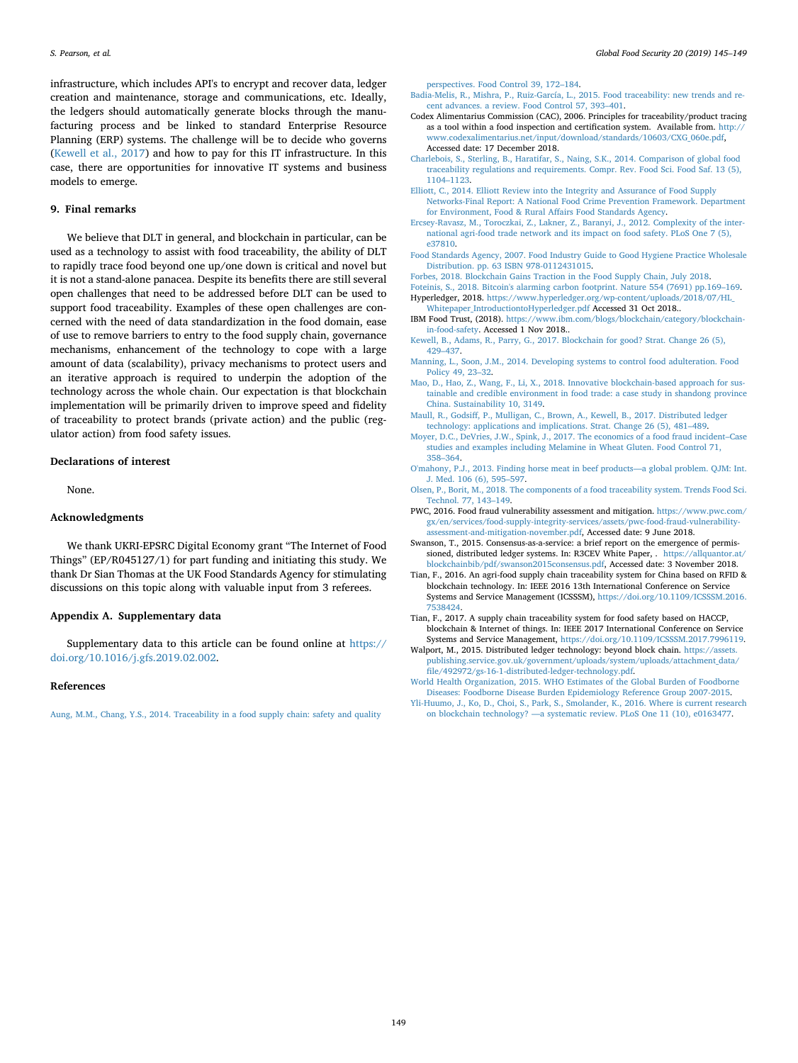infrastructure, which includes API's to encrypt and recover data, ledger creation and maintenance, storage and communications, etc. Ideally, the ledgers should automatically generate blocks through the manufacturing process and be linked to standard Enterprise Resource Planning (ERP) systems. The challenge will be to decide who governs (Kewell et al., 2017) and how to pay for this IT infrastructure. In this case, there are opportunities for innovative IT systems and business models to emerge.

## 9. Final remarks

We believe that DLT in general, and blockchain in particular, can be used as a technology to assist with food traceability, the ability of DLT to rapidly trace food beyond one up/one down is critical and novel but it is not a stand-alone panacea. Despite its benefits there are still several open challenges that need to be addressed before DLT can be used to support food traceability. Examples of these open challenges are concerned with the need of data standardization in the food domain, ease of use to remove barriers to entry to the food supply chain, governance mechanisms, enhancement of the technology to cope with a large amount of data (scalability), privacy mechanisms to protect users and an iterative approach is required to underpin the adoption of the technology across the whole chain. Our expectation is that blockchain implementation will be primarily driven to improve speed and fidelity of traceability to protect brands (private action) and the public (regulator action) from food safety issues.

## Declarations of interest

None.

## Acknowledgments

We thank UKRI-EPSRC Digital Economy grant "The Internet of Food Things" (EP/R045127/1) for part funding and initiating this study. We thank Dr Sian Thomas at the UK Food Standards Agency for stimulating discussions on this topic along with valuable input from 3 referees.

## Appendix A. Supplementary data

Supplementary data to this article can be found online at https://doi.org/10.1016/j.gfs.2019.02.002.

## References

Aung, M.M., Chang, Y.S., 2014. Traceability in a food supply chain: safety and quality perspectives. Food Control 39, 172–184.

Badia-Melis, R., Mishra, P., Ruiz-García, L., 2015. Food traceability: new trends and recent advances. a review. Food Control 57, 393–401.

Codex Alimentarius Commission (CAC), 2006. Principles for traceability/product tracing as a tool within a food inspection and certification system. Available from. http://www.codexalimentarius.net/input/download/standards/10603/CXG_060e.pdf, Accessed date: 17 December 2018.

Charlebois, S., Sterling, B., Haratifar, S., Naing, S.K., 2014. Comparison of global food traceability regulations and requirements. Compr. Rev. Food Sci. Food Saf. 13 (5), 1104–1123.

Elliott, C., 2014. Elliott Review into the Integrity and Assurance of Food Supply Networks-Final Report: A National Food Crime Prevention Framework. Department for Environment, Food & Rural Affairs Food Standards Agency.

Ercsey-Ravasz, M., Toroczkai, Z., Lakner, Z., Baranyi, J., 2012. Complexity of the international agri-food trade network and its impact on food safety. PLoS One 7 (5), e37810.

Food Standards Agency, 2007. Food Industry Guide to Good Hygiene Practice Wholesale Distribution. pp. 63 ISBN 978-0112431015.

Forbes, 2018. Blockchain Gains Traction in the Food Supply Chain, July 2018.

Foteinis, S., 2018. Bitcoin's alarming carbon footprint. Nature 554 (7691) pp.169–169.

Hyperledger, 2018. https://www.hyperledger.org/wp-content/uploads/2018/07/HL_Whitepaper_IntroductiontoHyperledger.pdf Accessed 31 Oct 2018..

IBM Food Trust, (2018). https://www.ibm.com/blogs/blockchain/category/blockchain-in-food-safety. Accessed 1 Nov 2018..

Kewell, B., Adams, R., Parry, G., 2017. Blockchain for good? Strat. Change 26 (5), 429–437.

Manning, L., Soon, J.M., 2014. Developing systems to control food adulteration. Food Policy 49, 23–32.

Mao, D., Hao, Z., Wang, F., Li, X., 2018. Innovative blockchain-based approach for sustainable and credible environment in food trade: a case study in shandong province China. Sustainability 10, 3149.

Maull, R., Godsiff, P., Mulligan, C., Brown, A., Kewell, B., 2017. Distributed ledger technology: applications and implications. Strat. Change 26 (5), 481–489.

Moyer, D.C., DeVries, J.W., Spink, J., 2017. The economics of a food fraud incident–Case studies and examples including Melamine in Wheat Gluten. Food Control 71, 358–364.

O'mahony, P.J., 2013. Finding horse meat in beef products—a global problem. QJM: Int. J. Med. 106 (6), 595–597.

Olsen, P., Borit, M., 2018. The components of a food traceability system. Trends Food Sci. Technol. 77, 143–149.

PWC, 2016. Food fraud vulnerability assessment and mitigation. https://www.pwc.com/gx/en/services/food-supply-integrity-services/assets/pwc-food-fraud-vulnerability-assessment-and-mitigation-november.pdf, Accessed date: 9 June 2018.

Swanson, T., 2015. Consensus-as-a-service: a brief report on the emergence of permissioned, distributed ledger systems. In: R3CEV White Paper, . https://allquantor.at/blockchainbib/pdf/swanson2015consensus.pdf, Accessed date: 3 November 2018.

Tian, F., 2016. An agri-food supply chain traceability system for China based on RFID & blockchain technology. In: IEEE 2016 13th International Conference on Service Systems and Service Management (ICSSSM), https://doi.org/10.1109/ICSSSM.2016.7538424.

Tian, F., 2017. A supply chain traceability system for food safety based on HACCP, blockchain & Internet of things. In: IEEE 2017 International Conference on Service Systems and Service Management, https://doi.org/10.1109/ICSSSM.2017.7996119.

Walport, M., 2015. Distributed ledger technology: beyond block chain. https://assets.publishing.service.gov.uk/government/uploads/system/uploads/attachment_data/file/492972/gs-16-1-distributed-ledger-technology.pdf.

World Health Organization, 2015. WHO Estimates of the Global Burden of Foodborne Diseases: Foodborne Disease Burden Epidemiology Reference Group 2007-2015.

Yli-Huumo, J., Ko, D., Choi, S., Park, S., Smolander, K., 2016. Where is current research on blockchain technology? —a systematic review. PLoS One 11 (10), e0163477.